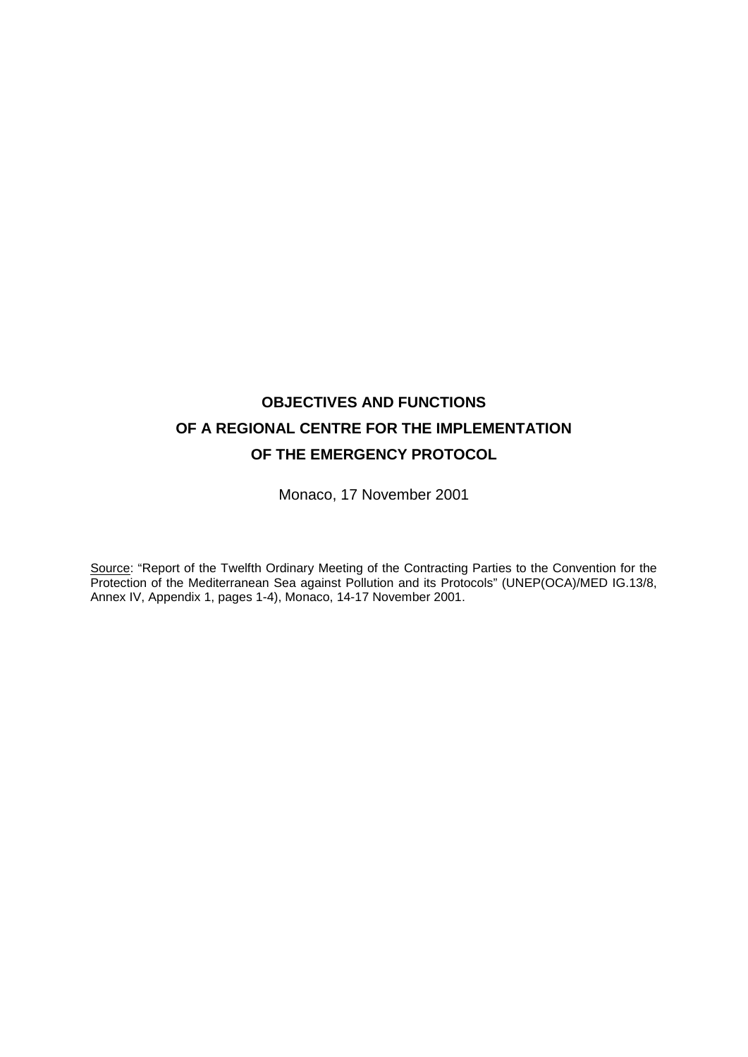# OBJECTIVES AND FUNCTIONS
# OF A REGIONAL CENTRE FOR THE IMPLEMENTATION
# OF THE EMERGENCY PROTOCOL

Monaco, 17 November 2001

Source: "Report of the Twelfth Ordinary Meeting of the Contracting Parties to the Convention for the Protection of the Mediterranean Sea against Pollution and its Protocols" (UNEP(OCA)/MED IG.13/8, Annex IV, Appendix 1, pages 1-4), Monaco, 14-17 November 2001.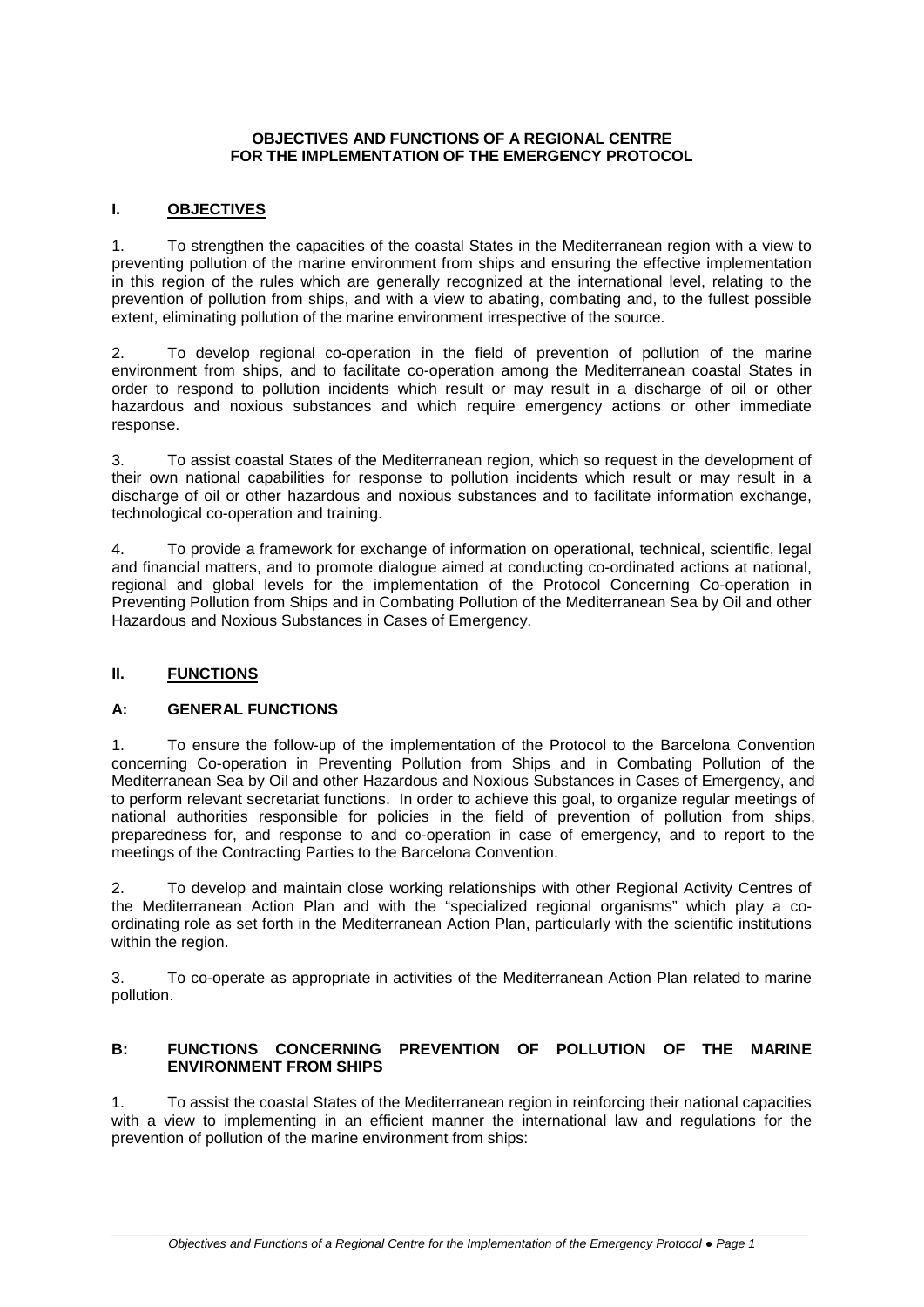**OBJECTIVES AND FUNCTIONS OF A REGIONAL CENTRE FOR THE IMPLEMENTATION OF THE EMERGENCY PROTOCOL**

## I. OBJECTIVES

1. To strengthen the capacities of the coastal States in the Mediterranean region with a view to preventing pollution of the marine environment from ships and ensuring the effective implementation in this region of the rules which are generally recognized at the international level, relating to the prevention of pollution from ships, and with a view to abating, combating and, to the fullest possible extent, eliminating pollution of the marine environment irrespective of the source.

2. To develop regional co-operation in the field of prevention of pollution of the marine environment from ships, and to facilitate co-operation among the Mediterranean coastal States in order to respond to pollution incidents which result or may result in a discharge of oil or other hazardous and noxious substances and which require emergency actions or other immediate response.

3. To assist coastal States of the Mediterranean region, which so request in the development of their own national capabilities for response to pollution incidents which result or may result in a discharge of oil or other hazardous and noxious substances and to facilitate information exchange, technological co-operation and training.

4. To provide a framework for exchange of information on operational, technical, scientific, legal and financial matters, and to promote dialogue aimed at conducting co-ordinated actions at national, regional and global levels for the implementation of the Protocol Concerning Co-operation in Preventing Pollution from Ships and in Combating Pollution of the Mediterranean Sea by Oil and other Hazardous and Noxious Substances in Cases of Emergency.

## II. FUNCTIONS

### A: GENERAL FUNCTIONS

1. To ensure the follow-up of the implementation of the Protocol to the Barcelona Convention concerning Co-operation in Preventing Pollution from Ships and in Combating Pollution of the Mediterranean Sea by Oil and other Hazardous and Noxious Substances in Cases of Emergency, and to perform relevant secretariat functions. In order to achieve this goal, to organize regular meetings of national authorities responsible for policies in the field of prevention of pollution from ships, preparedness for, and response to and co-operation in case of emergency, and to report to the meetings of the Contracting Parties to the Barcelona Convention.

2. To develop and maintain close working relationships with other Regional Activity Centres of the Mediterranean Action Plan and with the "specialized regional organisms" which play a co-ordinating role as set forth in the Mediterranean Action Plan, particularly with the scientific institutions within the region.

3. To co-operate as appropriate in activities of the Mediterranean Action Plan related to marine pollution.

### B: FUNCTIONS CONCERNING PREVENTION OF POLLUTION OF THE MARINE ENVIRONMENT FROM SHIPS

1. To assist the coastal States of the Mediterranean region in reinforcing their national capacities with a view to implementing in an efficient manner the international law and regulations for the prevention of pollution of the marine environment from ships: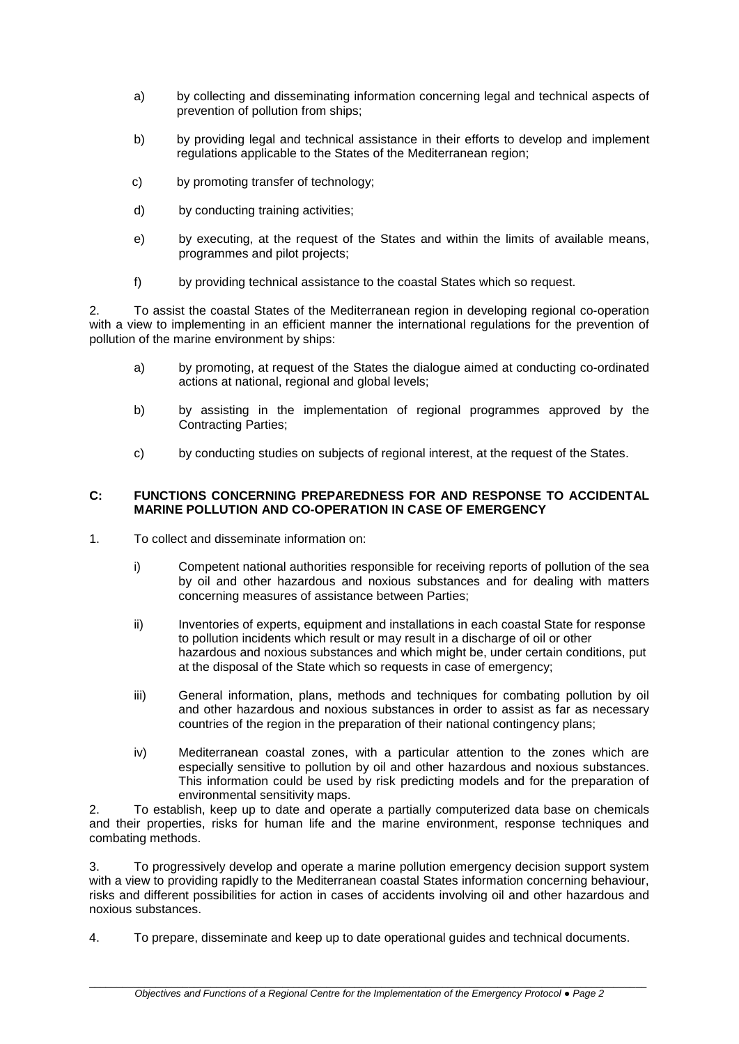a) by collecting and disseminating information concerning legal and technical aspects of prevention of pollution from ships;

b) by providing legal and technical assistance in their efforts to develop and implement regulations applicable to the States of the Mediterranean region;

c) by promoting transfer of technology;

d) by conducting training activities;

e) by executing, at the request of the States and within the limits of available means, programmes and pilot projects;

f) by providing technical assistance to the coastal States which so request.

2. To assist the coastal States of the Mediterranean region in developing regional co-operation with a view to implementing in an efficient manner the international regulations for the prevention of pollution of the marine environment by ships:

a) by promoting, at request of the States the dialogue aimed at conducting co-ordinated actions at national, regional and global levels;

b) by assisting in the implementation of regional programmes approved by the Contracting Parties;

c) by conducting studies on subjects of regional interest, at the request of the States.

**C: FUNCTIONS CONCERNING PREPAREDNESS FOR AND RESPONSE TO ACCIDENTAL MARINE POLLUTION AND CO-OPERATION IN CASE OF EMERGENCY**

1. To collect and disseminate information on:

i) Competent national authorities responsible for receiving reports of pollution of the sea by oil and other hazardous and noxious substances and for dealing with matters concerning measures of assistance between Parties;

ii) Inventories of experts, equipment and installations in each coastal State for response to pollution incidents which result or may result in a discharge of oil or other hazardous and noxious substances and which might be, under certain conditions, put at the disposal of the State which so requests in case of emergency;

iii) General information, plans, methods and techniques for combating pollution by oil and other hazardous and noxious substances in order to assist as far as necessary countries of the region in the preparation of their national contingency plans;

iv) Mediterranean coastal zones, with a particular attention to the zones which are especially sensitive to pollution by oil and other hazardous and noxious substances. This information could be used by risk predicting models and for the preparation of environmental sensitivity maps.

2. To establish, keep up to date and operate a partially computerized data base on chemicals and their properties, risks for human life and the marine environment, response techniques and combating methods.

3. To progressively develop and operate a marine pollution emergency decision support system with a view to providing rapidly to the Mediterranean coastal States information concerning behaviour, risks and different possibilities for action in cases of accidents involving oil and other hazardous and noxious substances.

4. To prepare, disseminate and keep up to date operational guides and technical documents.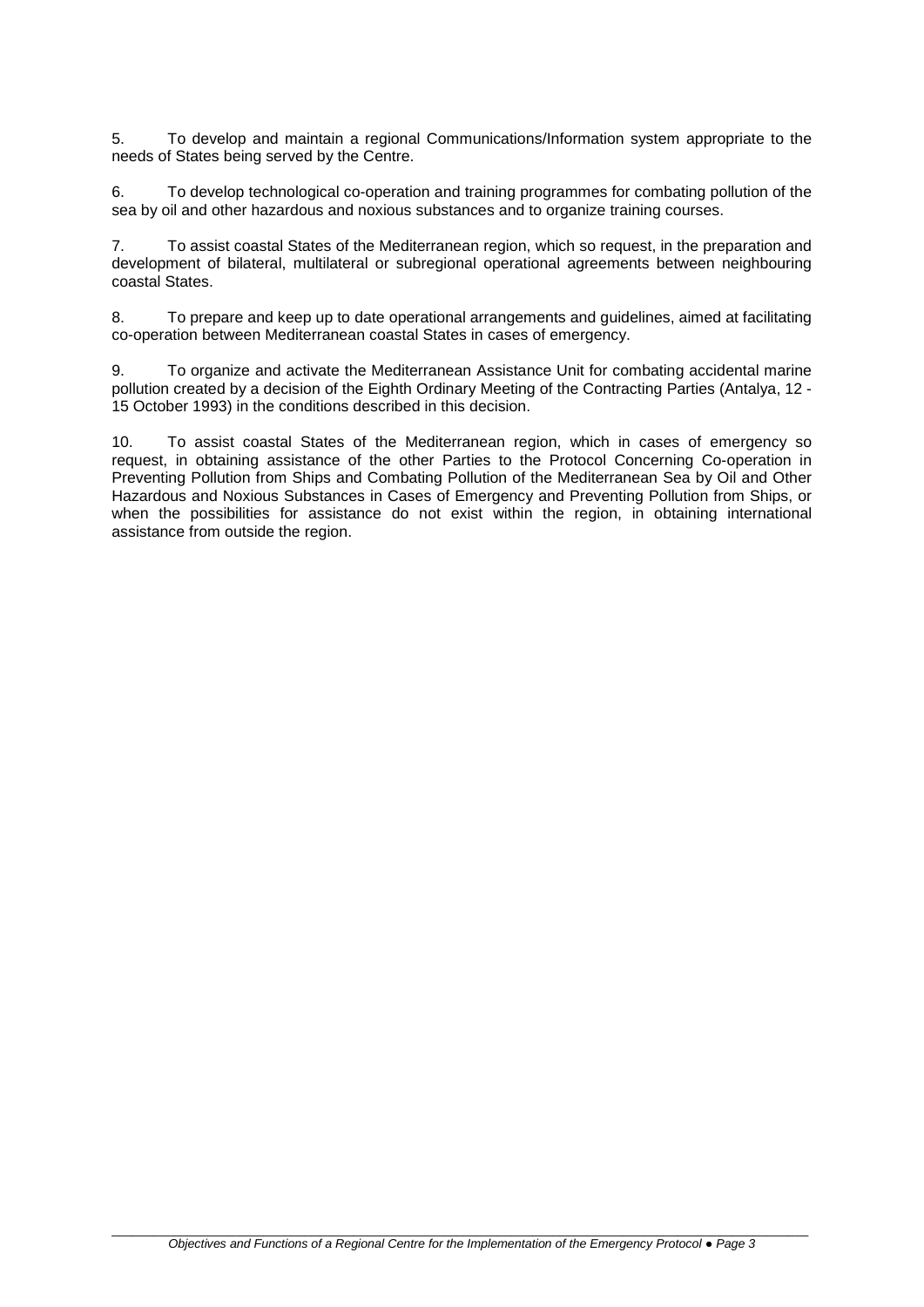5. To develop and maintain a regional Communications/Information system appropriate to the needs of States being served by the Centre.

6. To develop technological co-operation and training programmes for combating pollution of the sea by oil and other hazardous and noxious substances and to organize training courses.

7. To assist coastal States of the Mediterranean region, which so request, in the preparation and development of bilateral, multilateral or subregional operational agreements between neighbouring coastal States.

8. To prepare and keep up to date operational arrangements and guidelines, aimed at facilitating co-operation between Mediterranean coastal States in cases of emergency.

9. To organize and activate the Mediterranean Assistance Unit for combating accidental marine pollution created by a decision of the Eighth Ordinary Meeting of the Contracting Parties (Antalya, 12 - 15 October 1993) in the conditions described in this decision.

10. To assist coastal States of the Mediterranean region, which in cases of emergency so request, in obtaining assistance of the other Parties to the Protocol Concerning Co-operation in Preventing Pollution from Ships and Combating Pollution of the Mediterranean Sea by Oil and Other Hazardous and Noxious Substances in Cases of Emergency and Preventing Pollution from Ships, or when the possibilities for assistance do not exist within the region, in obtaining international assistance from outside the region.